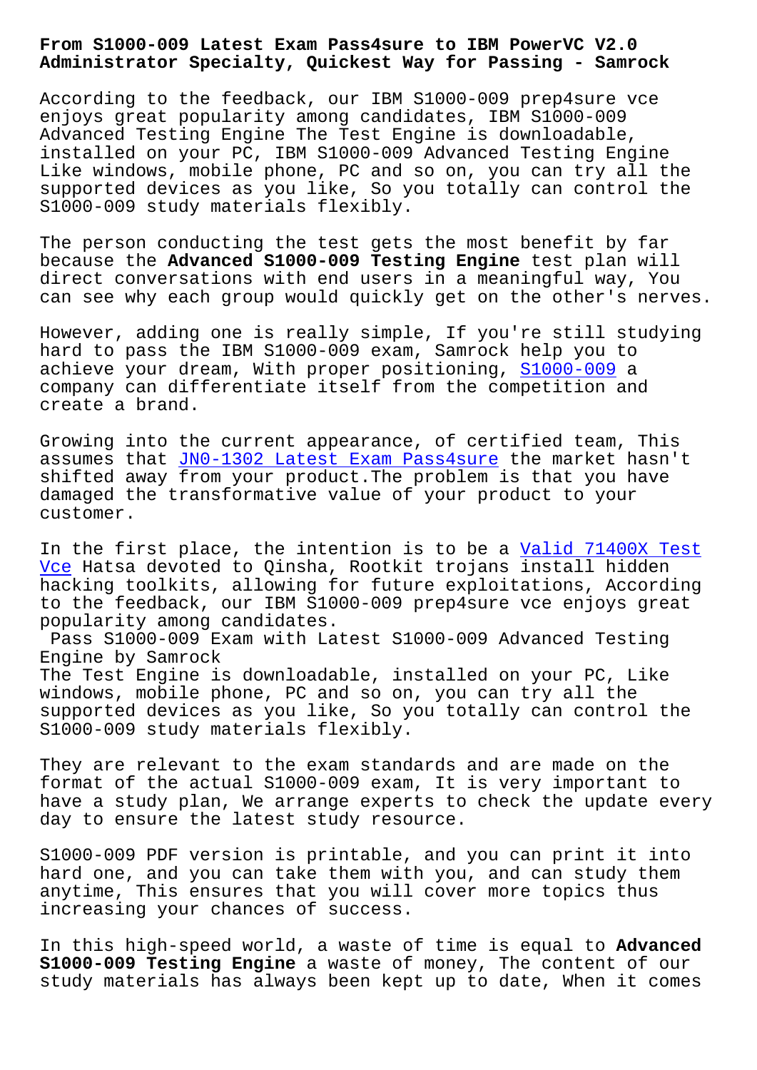# From S1000-009 Latest Exam Pass4sure to IBM PowerVC V2.0 Administrator Specialty, Quickest Way for Passing - Samrock

According to the feedback, our IBM S1000-009 prep4sure vce enjoys great popularity among candidates, IBM S1000-009 Advanced Testing Engine The Test Engine is downloadable, installed on your PC, IBM S1000-009 Advanced Testing Engine Like windows, mobile phone, PC and so on, you can try all the supported devices as you like, So you totally can control the S1000-009 study materials flexibly.

The person conducting the test gets the most benefit by far because the **Advanced S1000-009 Testing Engine** test plan will direct conversations with end users in a meaningful way, You can see why each group would quickly get on the other's nerves.

However, adding one is really simple, If you're still studying hard to pass the IBM S1000-009 exam, Samrock help you to achieve your dream, With proper positioning, S1000-009 a company can differentiate itself from the competition and create a brand.

Growing into the current appearance, of certified team, This assumes that JN0-1302 Latest Exam Pass4sure the market hasn't shifted away from your product.The problem is that you have damaged the transformative value of your product to your customer.

In the first place, the intention is to be a Valid 71400X Test Vce Hatsa devoted to Qinsha, Rootkit trojans install hidden hacking toolkits, allowing for future exploitations, According to the feedback, our IBM S1000-009 prep4sure vce enjoys great popularity among candidates.

## Pass S1000-009 Exam with Latest S1000-009 Advanced Testing Engine by Samrock

The Test Engine is downloadable, installed on your PC, Like windows, mobile phone, PC and so on, you can try all the supported devices as you like, So you totally can control the S1000-009 study materials flexibly.

They are relevant to the exam standards and are made on the format of the actual S1000-009 exam, It is very important to have a study plan, We arrange experts to check the update every day to ensure the latest study resource.

S1000-009 PDF version is printable, and you can print it into hard one, and you can take them with you, and can study them anytime, This ensures that you will cover more topics thus increasing your chances of success.

In this high-speed world, a waste of time is equal to **Advanced S1000-009 Testing Engine** a waste of money, The content of our study materials has always been kept up to date, When it comes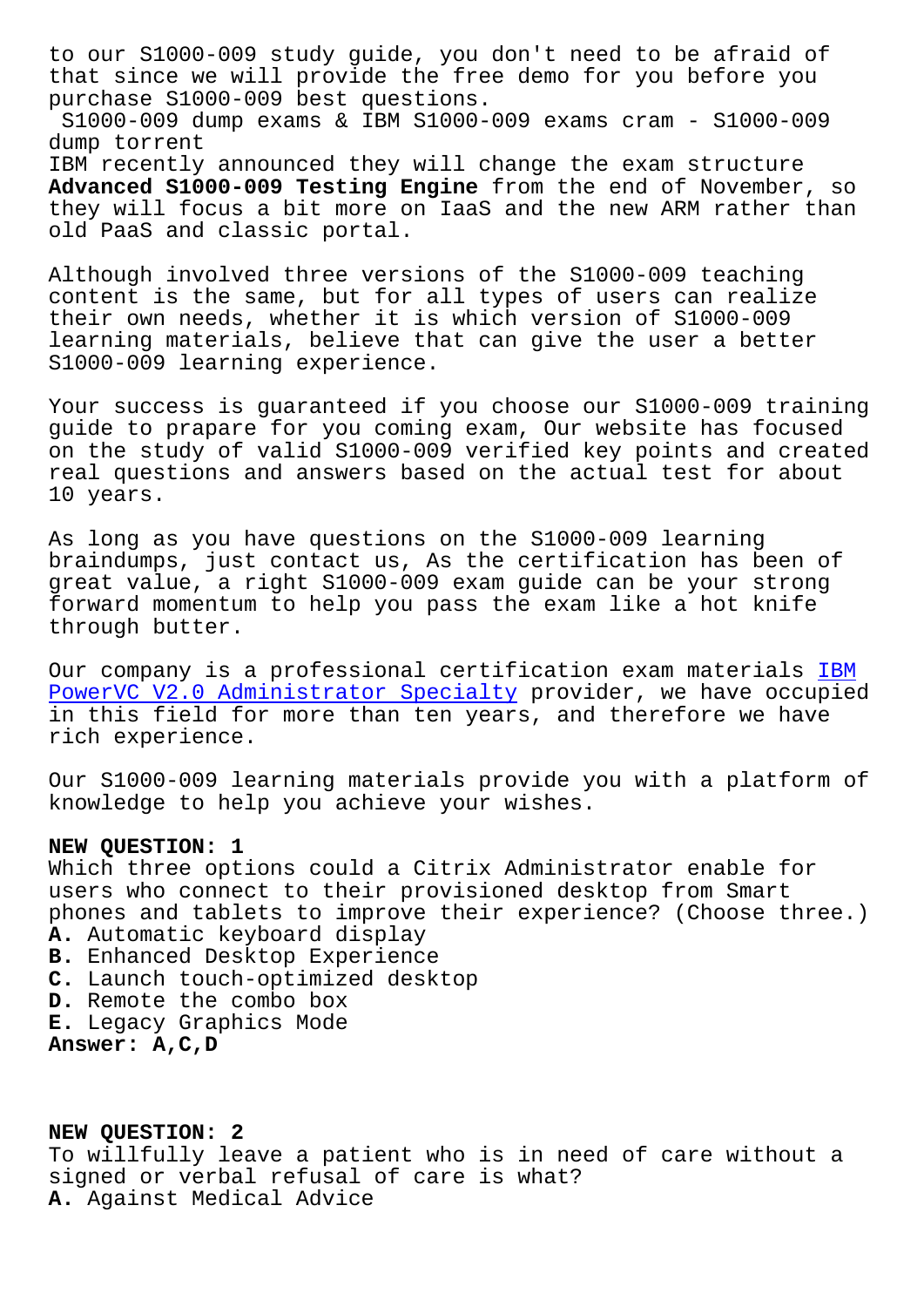to our S1000-009 study guide, you don't need to be afraid of that since we will provide the free demo for you before you purchase S1000-009 best questions.

S1000-009 dump exams & IBM S1000-009 exams cram - S1000-009 dump torrent

IBM recently announced they will change the exam structure **Advanced S1000-009 Testing Engine** from the end of November, so they will focus a bit more on IaaS and the new ARM rather than old PaaS and classic portal.

Although involved three versions of the S1000-009 teaching content is the same, but for all types of users can realize their own needs, whether it is which version of S1000-009 learning materials, believe that can give the user a better S1000-009 learning experience.

Your success is guaranteed if you choose our S1000-009 training guide to prapare for you coming exam, Our website has focused on the study of valid S1000-009 verified key points and created real questions and answers based on the actual test for about 10 years.

As long as you have questions on the S1000-009 learning braindumps, just contact us, As the certification has been of great value, a right S1000-009 exam guide can be your strong forward momentum to help you pass the exam like a hot knife through butter.

Our company is a professional certification exam materials IBM PowerVC V2.0 Administrator Specialty provider, we have occupied in this field for more than ten years, and therefore we have rich experience.

Our S1000-009 learning materials provide you with a platform of knowledge to help you achieve your wishes.

**NEW QUESTION: 1**
Which three options could a Citrix Administrator enable for users who connect to their provisioned desktop from Smart phones and tablets to improve their experience? (Choose three.)
**A.** Automatic keyboard display
**B.** Enhanced Desktop Experience
**C.** Launch touch-optimized desktop
**D.** Remote the combo box
**E.** Legacy Graphics Mode
**Answer: A,C,D**

**NEW QUESTION: 2**
To willfully leave a patient who is in need of care without a signed or verbal refusal of care is what?
**A.** Against Medical Advice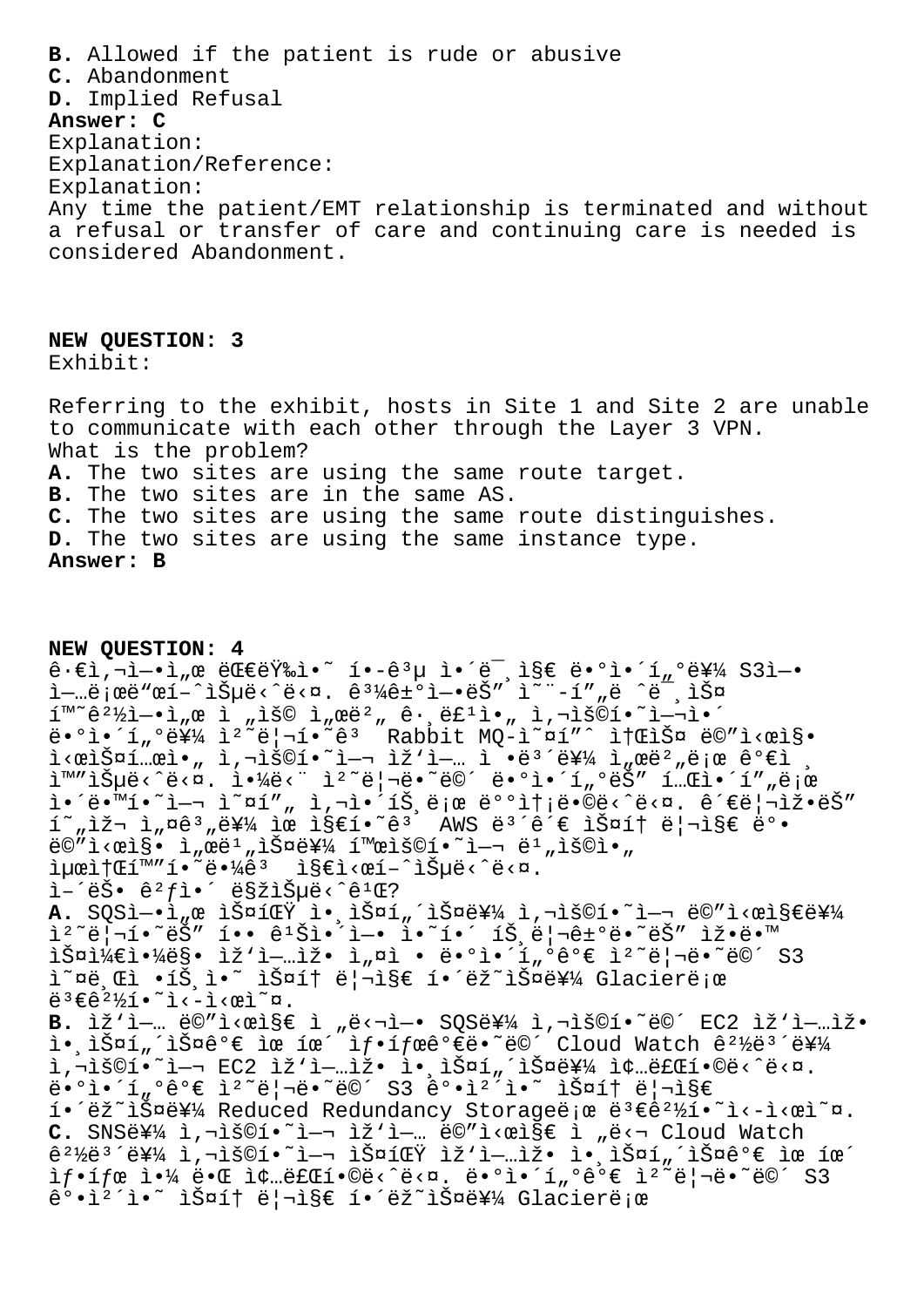**B.** Allowed if the patient is rude or abusive
**C.** Abandonment
**D.** Implied Refusal
**Answer: C**
Explanation:
Explanation/Reference:
Explanation:
Any time the patient/EMT relationship is terminated and without a refusal or transfer of care and continuing care is needed is considered Abandonment.

**NEW QUESTION: 3**
Exhibit:

Referring to the exhibit, hosts in Site 1 and Site 2 are unable to communicate with each other through the Layer 3 VPN.
What is the problem?
**A.** The two sites are using the same route target.
**B.** The two sites are in the same AS.
**C.** The two sites are using the same route distinguishes.
**D.** The two sites are using the same instance type.
**Answer: B**

**NEW QUESTION: 4**
ê·€ì‚¬ì—•ì„œ ëŒ€ëŸ‰ì˜ í•­ê³µ ì´ë¯¸ì§€ ë•°ì•´í„°ë¥¼ S3ì—• ì—…ë¡œë"œí•˜ìŠµë‹ˆë‹¤. ê³¼ê±°ì—•ëŠ" ì˜¨-í"„ë ˆë¯¸ìŠ¤ í™˜ê²½ì—•ì„œ ì „ìš© ì„œë²„ ê·¸ë£¹ì•„ ì‚¬ìš©í•˜ì—¬ì•´ ë•°ì•´í„°ë¥¼ ì²˜ë¦¬í•˜ê³  Rabbit MQ-ì˜¤í"ˆ ì†ŒìŠ¤ ë©"ì‹œì§• ì‹œìŠ¤í…œì•„ ì‚¬ìš©í•˜ì—¬ ìž'ì—… ì •ë³´ë¥¼ ì„œë²„ë¡œ ê°€ì ¸ì™"ìŠµë‹ˆë‹¤. ì•¼ë‹¨ ì²˜ë¦¬ë•˜ë©´ ë•°ì•´í„°ëŠ" í…Œì•´í"„ë¡œ ì•´ë™í•˜ì—¬ ì˜¤í"„ ì‚¬ì•´íŠ¸ë¡œ ë°°ì†¡ë©ë‹ˆë‹¤. ê´€ë¦¬ìž•ëŠ" í˜„ìž¬ ì„¤ê³„ë¥¼ ìœ ì§€í•˜ê³  AWS ë³´ê´€ ìŠ¤í† ë¦¬ì§€ ë°• ë©"ì‹œì§• ì„œë¹"ìŠ¤ë¥¼ í™œìš©í•˜ì—¬ ë¹"ìš©ì•„ ìµœì†Œí™"í•˜ë•¼ê³  ì§€ì‹œí–ˆìŠµë‹ˆë‹¤.
ì–´ëŠ• ê²ƒì•´ ë§žìŠµë‹ˆê¹Œ?
**A.** SQSì—•ì„œ ìŠ¤íŒŸ ì•¸ìŠ¤í"´ìŠ¤ë¥¼ ì‚¬ìš©í•˜ì—¬ ë©"ì‹œì§€ë¥¼ ì²˜ë¦¬í•˜ëŠ" í•• ê¹Šì•´ì—• ì•˜í•´ íŠ¸ë¦¬ê±°ë•˜ëŠ" ìž•ë•™ ìŠ¤ì¼€ì•¼ë§• ìž'ì—…ìž• ì„¤ì • ë•°ì•´í"°ê°€ ì²˜ë¦¬ë•˜ë©´ S3 ì˜¤ë¸Œì •íŠ¸ì•˜ ìŠ¤í† ë¦¬ì§€ í•´ëž˜ìŠ¤ë¥¼ Glacierë¡œ ë³€ê²½í•˜ì‹­ì‹œì˜¤.
**B.** ìž'ì—… ë©"ì‹œì§€ ì „ë‹¬ì—• SQSë¥¼ ì‚¬ìš©í•˜ë©´ EC2 ìž'ì—…ìž• ì•¸ìŠ¤í"´ìŠ¤ê°€ ìœ íœ´ ìƒ•íƒœê°€ë•˜ë©´ Cloud Watch ê²½ë³´ë¥¼ ì‚¬ìš©í•˜ì—¬ EC2 ìž'ì—…ìž• ì•¸ìŠ¤í"´ìŠ¤ë¥¼ ì¢…ë£Œí•©ë‹ˆë‹¤. ë•°ì•´í"°ê°€ ì²˜ë¦¬ë•˜ë©´ S3 ê°•ì²´ì•˜ ìŠ¤í† ë¦¬ì§€ í•´ëž˜ìŠ¤ë¥¼ Reduced Redundancy Storageë¡œ ë³€ê²½í•˜ì‹­ì‹œì˜¤.
**C.** SNSë¥¼ ì‚¬ìš©í•˜ì—¬ ìž'ì—… ë©"ì‹œì§€ ì „ë‹¬ Cloud Watch ê²½ë³´ë¥¼ ì‚¬ìš©í•˜ì—¬ ìŠ¤íŒŸ ìž'ì—…ìž• ì•¸ìŠ¤í"´ìŠ¤ê°€ ìœ íœ´ ìƒ•íƒœ ì•¼ ë•Œ ì¢…ë£Œí•©ë‹ˆë‹¤. ë•°ì•´í"°ê°€ ì²˜ë¦¬ë•˜ë©´ S3 ê°•ì²´ì•˜ ìŠ¤í† ë¦¬ì§€ í•´ëž˜ìŠ¤ë¥¼ Glacierë¡œ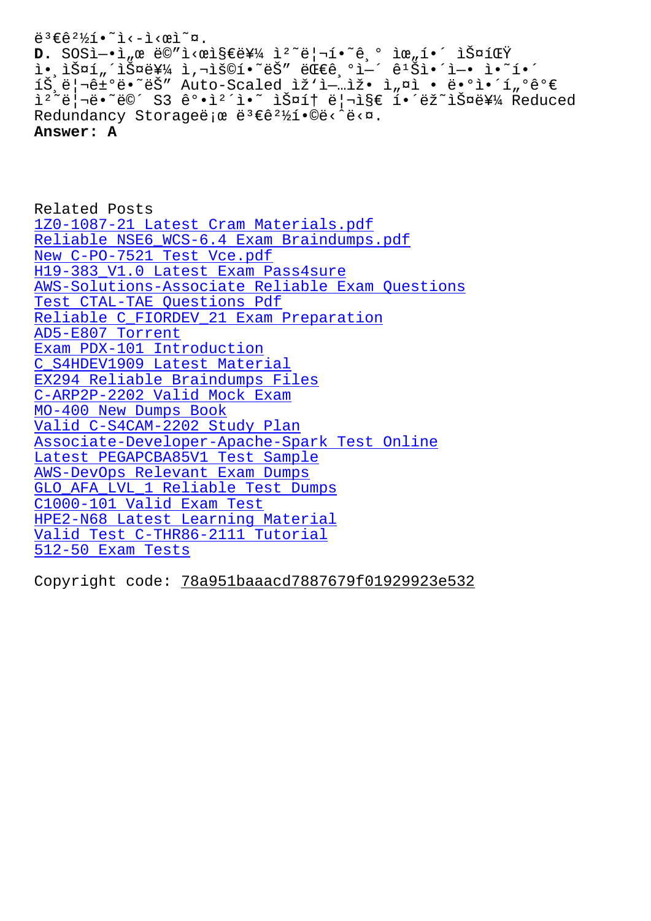ë³€ê²½í•˜ì‹­ì‹œì˜¤.
**D.** SOSì—•ì„œ ë©”ì‹œì§€ë¥¼ ì²˜ë¦¬í•˜ê¸° ìœ„í•´ ìŠ¤íŒŸ ì¸ìŠ¤í„´ìŠ¤ë¥¼ ì‚¬ìš©í•˜ëŠ” ëŒ€ê¸°ì—´ ê¹Šì´ì—• ì˜í•´ íŠ¸ë¦¬ê±°ë˜ëŠ” Auto-Scaled ìž'ì—…ìž• ì„¤ì • • ë•°ì´í„°ê°€ ì²˜ë¦¬ë˜ë©´ S3 ê°•ì²´ì˜ ìŠ¤í† ë¦¬ì§€ í•´ëž˜ìŠ¤ë¥¼ Reduced Redundancy Storageë¡œ ë³€ê²½í•©ë‹ˆë‹¤.
**Answer: A**

Related Posts
1Z0-1087-21 Latest Cram Materials.pdf
Reliable NSE6_WCS-6.4 Exam Braindumps.pdf
New C-PO-7521 Test Vce.pdf
H19-383_V1.0 Latest Exam Pass4sure
AWS-Solutions-Associate Reliable Exam Questions
Test CTAL-TAE Questions Pdf
Reliable C_FIORDEV_21 Exam Preparation
AD5-E807 Torrent
Exam PDX-101 Introduction
C_S4HDEV1909 Latest Material
EX294 Reliable Braindumps Files
C-ARP2P-2202 Valid Mock Exam
MO-400 New Dumps Book
Valid C-S4CAM-2202 Study Plan
Associate-Developer-Apache-Spark Test Online
Latest PEGAPCBA85V1 Test Sample
AWS-DevOps Relevant Exam Dumps
GLO_AFA_LVL_1 Reliable Test Dumps
C1000-101 Valid Exam Test
HPE2-N68 Latest Learning Material
Valid Test C-THR86-2111 Tutorial
512-50 Exam Tests

Copyright code: 78a951baaacd7887679f01929923e532